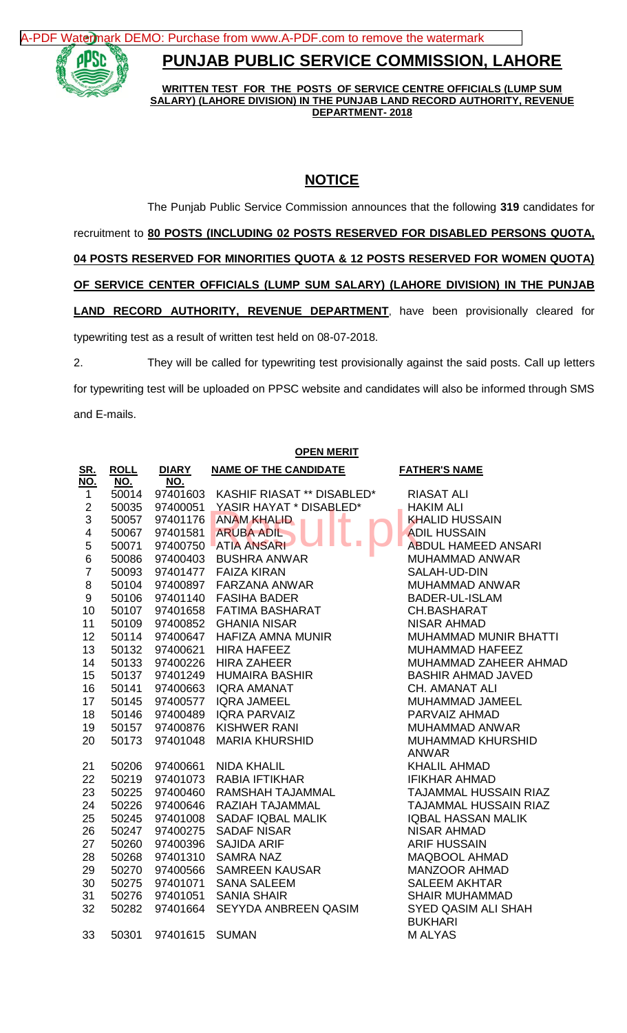# PUNJAB PUBLIC SERVICE COMMISSION, LAHORE

**WRITTEN TEST FOR THE POSTS OF SERVICE CENTRE OFFICIALS (LUMP SUM SALARY) (LAHORE DIVISION) IN THE PUNJAB LAND RECORD AUTHORITY, REVENUE DEPARTMENT- 2018**

## NOTICE

The Punjab Public Service Commission announces that the following **319** candidates for recruitment to **80 POSTS (INCLUDING 02 POSTS RESERVED FOR DISABLED PERSONS QUOTA, 04 POSTS RESERVED FOR MINORITIES QUOTA & 12 POSTS RESERVED FOR WOMEN QUOTA) OF SERVICE CENTER OFFICIALS (LUMP SUM SALARY) (LAHORE DIVISION) IN THE PUNJAB LAND RECORD AUTHORITY, REVENUE DEPARTMENT**, have been provisionally cleared for typewriting test as a result of written test held on 08-07-2018.

2. They will be called for typewriting test provisionally against the said posts. Call up letters for typewriting test will be uploaded on PPSC website and candidates will also be informed through SMS and E-mails.

**OPEN MERIT**

| SR. NO. | ROLL NO. | DIARY NO. | NAME OF THE CANDIDATE | FATHER'S NAME |
|---|---|---|---|---|
| 1 | 50014 | 97401603 | KASHIF RIASAT ** DISABLED* | RIASAT ALI |
| 2 | 50035 | 97400051 | YASIR HAYAT * DISABLED* | HAKIM ALI |
| 3 | 50057 | 97401176 | ANAM KHALID | KHALID HUSSAIN |
| 4 | 50067 | 97401581 | ARUBA ADIL | ADIL HUSSAIN |
| 5 | 50071 | 97400750 | ATIA ANSARI | ABDUL HAMEED ANSARI |
| 6 | 50086 | 97400403 | BUSHRA ANWAR | MUHAMMAD ANWAR |
| 7 | 50093 | 97401477 | FAIZA KIRAN | SALAH-UD-DIN |
| 8 | 50104 | 97400897 | FARZANA ANWAR | MUHAMMAD ANWAR |
| 9 | 50106 | 97401140 | FASIHA BADER | BADER-UL-ISLAM |
| 10 | 50107 | 97401658 | FATIMA BASHARAT | CH.BASHARAT |
| 11 | 50109 | 97400852 | GHANIA NISAR | NISAR AHMAD |
| 12 | 50114 | 97400647 | HAFIZA AMNA MUNIR | MUHAMMAD MUNIR BHATTI |
| 13 | 50132 | 97400621 | HIRA HAFEEZ | MUHAMMAD HAFEEZ |
| 14 | 50133 | 97400226 | HIRA ZAHEER | MUHAMMAD ZAHEER AHMAD |
| 15 | 50137 | 97401249 | HUMAIRA BASHIR | BASHIR AHMAD JAVED |
| 16 | 50141 | 97400663 | IQRA AMANAT | CH. AMANAT ALI |
| 17 | 50145 | 97400577 | IQRA JAMEEL | MUHAMMAD JAMEEL |
| 18 | 50146 | 97400489 | IQRA PARVAIZ | PARVAIZ AHMAD |
| 19 | 50157 | 97400876 | KISHWER RANI | MUHAMMAD ANWAR |
| 20 | 50173 | 97401048 | MARIA KHURSHID | MUHAMMAD KHURSHID ANWAR |
| 21 | 50206 | 97400661 | NIDA KHALIL | KHALIL AHMAD |
| 22 | 50219 | 97401073 | RABIA IFTIKHAR | IFIKHAR AHMAD |
| 23 | 50225 | 97400460 | RAMSHAH TAJAMMAL | TAJAMMAL HUSSAIN RIAZ |
| 24 | 50226 | 97400646 | RAZIAH TAJAMMAL | TAJAMMAL HUSSAIN RIAZ |
| 25 | 50245 | 97401008 | SADAF IQBAL MALIK | IQBAL HASSAN MALIK |
| 26 | 50247 | 97400275 | SADAF NISAR | NISAR AHMAD |
| 27 | 50260 | 97400396 | SAJIDA ARIF | ARIF HUSSAIN |
| 28 | 50268 | 97401310 | SAMRA NAZ | MAQBOOL AHMAD |
| 29 | 50270 | 97400566 | SAMREEN KAUSAR | MANZOOR AHMAD |
| 30 | 50275 | 97401071 | SANA SALEEM | SALEEM AKHTAR |
| 31 | 50276 | 97401051 | SANIA SHAIR | SHAIR MUHAMMAD |
| 32 | 50282 | 97401664 | SEYYDA ANBREEN QASIM | SYED QASIM ALI SHAH BUKHARI |
| 33 | 50301 | 97401615 | SUMAN | M ALYAS |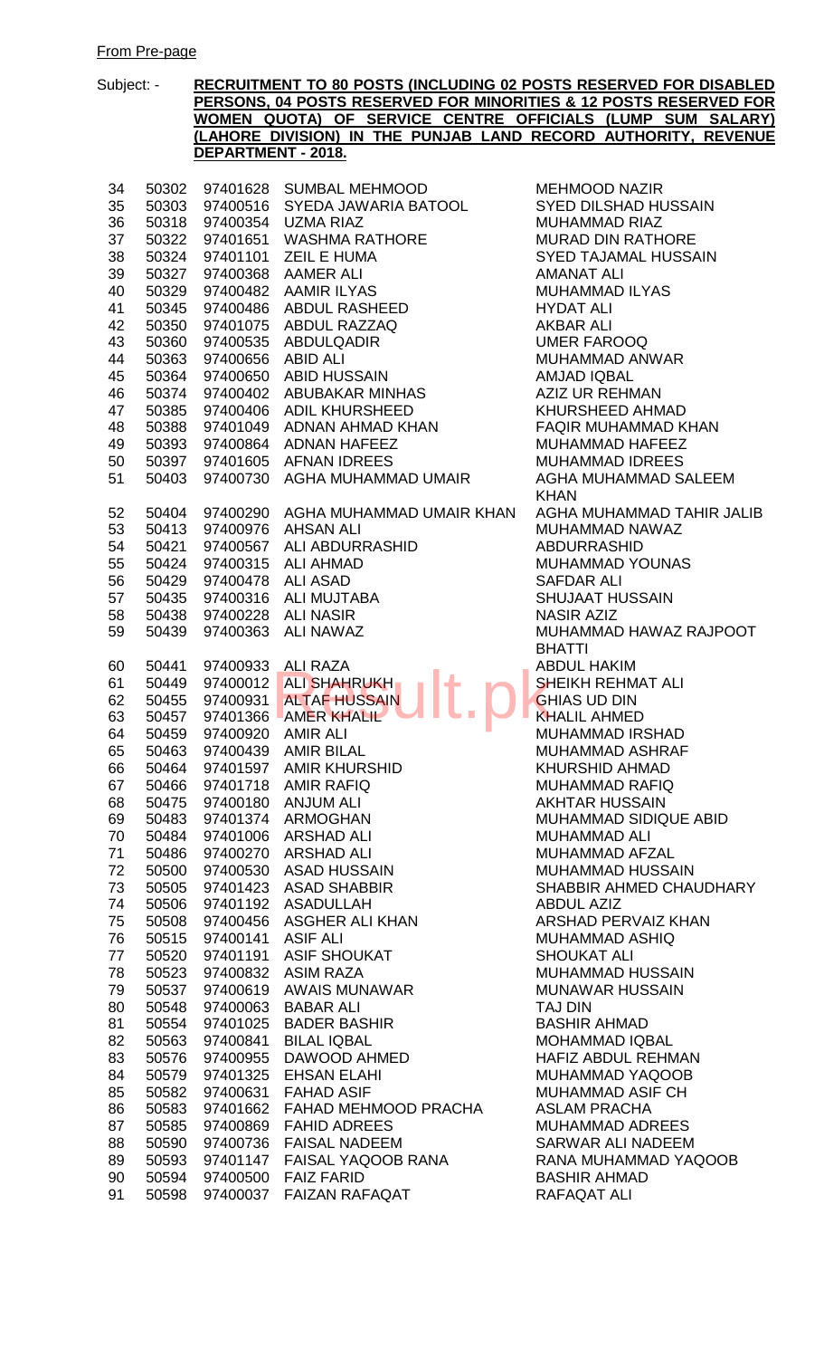From Pre-page

Subject: - **RECRUITMENT TO 80 POSTS (INCLUDING 02 POSTS RESERVED FOR DISABLED PERSONS, 04 POSTS RESERVED FOR MINORITIES & 12 POSTS RESERVED FOR WOMEN QUOTA) OF SERVICE CENTRE OFFICIALS (LUMP SUM SALARY) (LAHORE DIVISION) IN THE PUNJAB LAND RECORD AUTHORITY, REVENUE DEPARTMENT - 2018.**

| | | | | |
|---|---|---|---|---|
| 34 | 50302 | 97401628 | SUMBAL MEHMOOD | MEHMOOD NAZIR |
| 35 | 50303 | 97400516 | SYEDA JAWARIA BATOOL | SYED DILSHAD HUSSAIN |
| 36 | 50318 | 97400354 | UZMA RIAZ | MUHAMMAD RIAZ |
| 37 | 50322 | 97401651 | WASHMA RATHORE | MURAD DIN RATHORE |
| 38 | 50324 | 97401101 | ZEIL E HUMA | SYED TAJAMAL HUSSAIN |
| 39 | 50327 | 97400368 | AAMER ALI | AMANAT ALI |
| 40 | 50329 | 97400482 | AAMIR ILYAS | MUHAMMAD ILYAS |
| 41 | 50345 | 97400486 | ABDUL RASHEED | HYDAT ALI |
| 42 | 50350 | 97401075 | ABDUL RAZZAQ | AKBAR ALI |
| 43 | 50360 | 97400535 | ABDULQADIR | UMER FAROOQ |
| 44 | 50363 | 97400656 | ABID ALI | MUHAMMAD ANWAR |
| 45 | 50364 | 97400650 | ABID HUSSAIN | AMJAD IQBAL |
| 46 | 50374 | 97400402 | ABUBAKAR MINHAS | AZIZ UR REHMAN |
| 47 | 50385 | 97400406 | ADIL KHURSHEED | KHURSHEED AHMAD |
| 48 | 50388 | 97401049 | ADNAN AHMAD KHAN | FAQIR MUHAMMAD KHAN |
| 49 | 50393 | 97400864 | ADNAN HAFEEZ | MUHAMMAD HAFEEZ |
| 50 | 50397 | 97401605 | AFNAN IDREES | MUHAMMAD IDREES |
| 51 | 50403 | 97400730 | AGHA MUHAMMAD UMAIR | AGHA MUHAMMAD SALEEM KHAN |
| 52 | 50404 | 97400290 | AGHA MUHAMMAD UMAIR KHAN | AGHA MUHAMMAD TAHIR JALIB |
| 53 | 50413 | 97400976 | AHSAN ALI | MUHAMMAD NAWAZ |
| 54 | 50421 | 97400567 | ALI ABDURRASHID | ABDURRASHID |
| 55 | 50424 | 97400315 | ALI AHMAD | MUHAMMAD YOUNAS |
| 56 | 50429 | 97400478 | ALI ASAD | SAFDAR ALI |
| 57 | 50435 | 97400316 | ALI MUJTABA | SHUJAAT HUSSAIN |
| 58 | 50438 | 97400228 | ALI NASIR | NASIR AZIZ |
| 59 | 50439 | 97400363 | ALI NAWAZ | MUHAMMAD HAWAZ RAJPOOT BHATTI |
| 60 | 50441 | 97400933 | ALI RAZA | ABDUL HAKIM |
| 61 | 50449 | 97400012 | ALI SHAHRUKH | SHEIKH REHMAT ALI |
| 62 | 50455 | 97400931 | ALTAF HUSSAIN | GHIAS UD DIN |
| 63 | 50457 | 97401366 | AMER KHALIL | KHALIL AHMED |
| 64 | 50459 | 97400920 | AMIR ALI | MUHAMMAD IRSHAD |
| 65 | 50463 | 97400439 | AMIR BILAL | MUHAMMAD ASHRAF |
| 66 | 50464 | 97401597 | AMIR KHURSHID | KHURSHID AHMAD |
| 67 | 50466 | 97401718 | AMIR RAFIQ | MUHAMMAD RAFIQ |
| 68 | 50475 | 97400180 | ANJUM ALI | AKHTAR HUSSAIN |
| 69 | 50483 | 97401374 | ARMOGHAN | MUHAMMAD SIDIQUE ABID |
| 70 | 50484 | 97401006 | ARSHAD ALI | MUHAMMAD ALI |
| 71 | 50486 | 97400270 | ARSHAD ALI | MUHAMMAD AFZAL |
| 72 | 50500 | 97400530 | ASAD HUSSAIN | MUHAMMAD HUSSAIN |
| 73 | 50505 | 97401423 | ASAD SHABBIR | SHABBIR AHMED CHAUDHARY |
| 74 | 50506 | 97401192 | ASADULLAH | ABDUL AZIZ |
| 75 | 50508 | 97400456 | ASGHER ALI KHAN | ARSHAD PERVAIZ KHAN |
| 76 | 50515 | 97400141 | ASIF ALI | MUHAMMAD ASHIQ |
| 77 | 50520 | 97401191 | ASIF SHOUKAT | SHOUKAT ALI |
| 78 | 50523 | 97400832 | ASIM RAZA | MUHAMMAD HUSSAIN |
| 79 | 50537 | 97400619 | AWAIS MUNAWAR | MUNAWAR HUSSAIN |
| 80 | 50548 | 97400063 | BABAR ALI | TAJ DIN |
| 81 | 50554 | 97401025 | BADER BASHIR | BASHIR AHMAD |
| 82 | 50563 | 97400841 | BILAL IQBAL | MOHAMMAD IQBAL |
| 83 | 50576 | 97400955 | DAWOOD AHMED | HAFIZ ABDUL REHMAN |
| 84 | 50579 | 97401325 | EHSAN ELAHI | MUHAMMAD YAQOOB |
| 85 | 50582 | 97400631 | FAHAD ASIF | MUHAMMAD ASIF CH |
| 86 | 50583 | 97401662 | FAHAD MEHMOOD PRACHA | ASLAM PRACHA |
| 87 | 50585 | 97400869 | FAHID ADREES | MUHAMMAD ADREES |
| 88 | 50590 | 97400736 | FAISAL NADEEM | SARWAR ALI NADEEM |
| 89 | 50593 | 97401147 | FAISAL YAQOOB RANA | RANA MUHAMMAD YAQOOB |
| 90 | 50594 | 97400500 | FAIZ FARID | BASHIR AHMAD |
| 91 | 50598 | 97400037 | FAIZAN RAFAQAT | RAFAQAT ALI |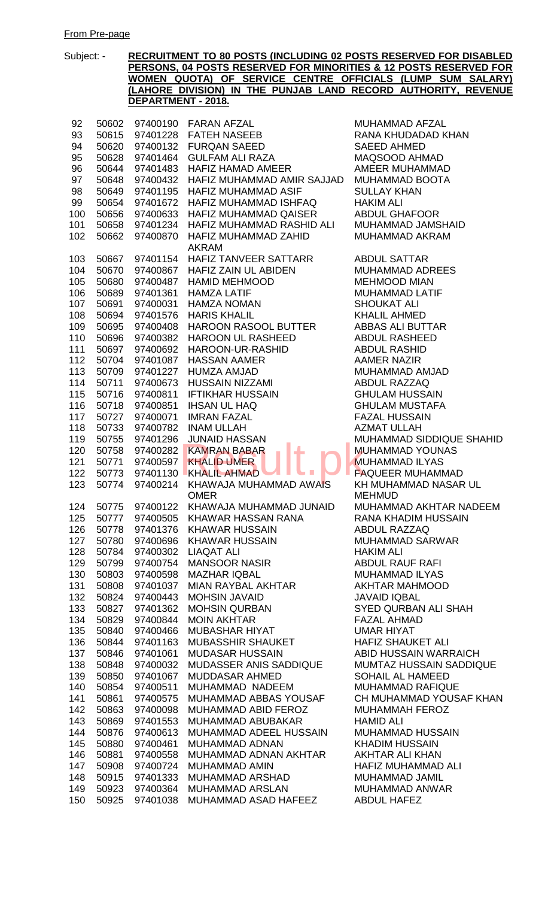From Pre-page

Subject: - **RECRUITMENT TO 80 POSTS (INCLUDING 02 POSTS RESERVED FOR DISABLED PERSONS, 04 POSTS RESERVED FOR MINORITIES & 12 POSTS RESERVED FOR WOMEN QUOTA) OF SERVICE CENTRE OFFICIALS (LUMP SUM SALARY) (LAHORE DIVISION) IN THE PUNJAB LAND RECORD AUTHORITY, REVENUE DEPARTMENT - 2018.**

| | | | | |
|---|---|---|---|---|
| 92 | 50602 | 97400190 | FARAN AFZAL | MUHAMMAD AFZAL |
| 93 | 50615 | 97401228 | FATEH NASEEB | RANA KHUDADAD KHAN |
| 94 | 50620 | 97400132 | FURQAN SAEED | SAEED AHMED |
| 95 | 50628 | 97401464 | GULFAM ALI RAZA | MAQSOOD AHMAD |
| 96 | 50644 | 97401483 | HAFIZ HAMAD AMEER | AMEER MUHAMMAD |
| 97 | 50648 | 97400432 | HAFIZ MUHAMMAD AMIR SAJJAD | MUHAMMAD BOOTA |
| 98 | 50649 | 97401195 | HAFIZ MUHAMMAD ASIF | SULLAY KHAN |
| 99 | 50654 | 97401672 | HAFIZ MUHAMMAD ISHFAQ | HAKIM ALI |
| 100 | 50656 | 97400633 | HAFIZ MUHAMMAD QAISER | ABDUL GHAFOOR |
| 101 | 50658 | 97401234 | HAFIZ MUHAMMAD RASHID ALI | MUHAMMAD JAMSHAID |
| 102 | 50662 | 97400870 | HAFIZ MUHAMMAD ZAHID AKRAM | MUHAMMAD AKRAM |
| 103 | 50667 | 97401154 | HAFIZ TANVEER SATTARR | ABDUL SATTAR |
| 104 | 50670 | 97400867 | HAFIZ ZAIN UL ABIDEN | MUHAMMAD ADREES |
| 105 | 50680 | 97400487 | HAMID MEHMOOD | MEHMOOD MIAN |
| 106 | 50689 | 97401361 | HAMZA LATIF | MUHAMMAD LATIF |
| 107 | 50691 | 97400031 | HAMZA NOMAN | SHOUKAT ALI |
| 108 | 50694 | 97401576 | HARIS KHALIL | KHALIL AHMED |
| 109 | 50695 | 97400408 | HAROON RASOOL BUTTER | ABBAS ALI BUTTAR |
| 110 | 50696 | 97400382 | HAROON UL RASHEED | ABDUL RASHEED |
| 111 | 50697 | 97400692 | HAROON-UR-RASHID | ABDUL RASHID |
| 112 | 50704 | 97401087 | HASSAN AAMER | AAMER NAZIR |
| 113 | 50709 | 97401227 | HUMZA AMJAD | MUHAMMAD AMJAD |
| 114 | 50711 | 97400673 | HUSSAIN NIZZAMI | ABDUL RAZZAQ |
| 115 | 50716 | 97400811 | IFTIKHAR HUSSAIN | GHULAM HUSSAIN |
| 116 | 50718 | 97400851 | IHSAN UL HAQ | GHULAM MUSTAFA |
| 117 | 50727 | 97400071 | IMRAN FAZAL | FAZAL HUSSAIN |
| 118 | 50733 | 97400782 | INAM ULLAH | AZMAT ULLAH |
| 119 | 50755 | 97401296 | JUNAID HASSAN | MUHAMMAD SIDDIQUE SHAHID |
| 120 | 50758 | 97400282 | KAMRAN BABAR | MUHAMMAD YOUNAS |
| 121 | 50771 | 97400597 | KHALID UMER | MUHAMMAD ILYAS |
| 122 | 50773 | 97401130 | KHALIL AHMAD | FAQUEER MUHAMMAD |
| 123 | 50774 | 97400214 | KHAWAJA MUHAMMAD AWAIS OMER | KH MUHAMMAD NASAR UL MEHMUD |
| 124 | 50775 | 97400122 | KHAWAJA MUHAMMAD JUNAID | MUHAMMAD AKHTAR NADEEM |
| 125 | 50777 | 97400505 | KHAWAR HASSAN RANA | RANA KHADIM HUSSAIN |
| 126 | 50778 | 97401376 | KHAWAR HUSSAIN | ABDUL RAZZAQ |
| 127 | 50780 | 97400696 | KHAWAR HUSSAIN | MUHAMMAD SARWAR |
| 128 | 50784 | 97400302 | LIAQAT ALI | HAKIM ALI |
| 129 | 50799 | 97400754 | MANSOOR NASIR | ABDUL RAUF RAFI |
| 130 | 50803 | 97400598 | MAZHAR IQBAL | MUHAMMAD ILYAS |
| 131 | 50808 | 97401037 | MIAN RAYBAL AKHTAR | AKHTAR MAHMOOD |
| 132 | 50824 | 97400443 | MOHSIN JAVAID | JAVAID IQBAL |
| 133 | 50827 | 97401362 | MOHSIN QURBAN | SYED QURBAN ALI SHAH |
| 134 | 50829 | 97400844 | MOIN AKHTAR | FAZAL AHMAD |
| 135 | 50840 | 97400466 | MUBASHAR HIYAT | UMAR HIYAT |
| 136 | 50844 | 97401163 | MUBASSHIR SHAUKET | HAFIZ SHAUKET ALI |
| 137 | 50846 | 97401061 | MUDASAR HUSSAIN | ABID HUSSAIN WARRAICH |
| 138 | 50848 | 97400032 | MUDASSER ANIS SADDIQUE | MUMTAZ HUSSAIN SADDIQUE |
| 139 | 50850 | 97401067 | MUDDASAR AHMED | SOHAIL AL HAMEED |
| 140 | 50854 | 97400511 | MUHAMMAD NADEEM | MUHAMMAD RAFIQUE |
| 141 | 50861 | 97400575 | MUHAMMAD ABBAS YOUSAF | CH MUHAMMAD YOUSAF KHAN |
| 142 | 50863 | 97400098 | MUHAMMAD ABID FEROZ | MUHAMMAH FEROZ |
| 143 | 50869 | 97401553 | MUHAMMAD ABUBAKAR | HAMID ALI |
| 144 | 50876 | 97400613 | MUHAMMAD ADEEL HUSSAIN | MUHAMMAD HUSSAIN |
| 145 | 50880 | 97400461 | MUHAMMAD ADNAN | KHADIM HUSSAIN |
| 146 | 50881 | 97400558 | MUHAMMAD ADNAN AKHTAR | AKHTAR ALI KHAN |
| 147 | 50908 | 97400724 | MUHAMMAD AMIN | HAFIZ MUHAMMAD ALI |
| 148 | 50915 | 97401333 | MUHAMMAD ARSHAD | MUHAMMAD JAMIL |
| 149 | 50923 | 97400364 | MUHAMMAD ARSLAN | MUHAMMAD ANWAR |
| 150 | 50925 | 97401038 | MUHAMMAD ASAD HAFEEZ | ABDUL HAFEZ |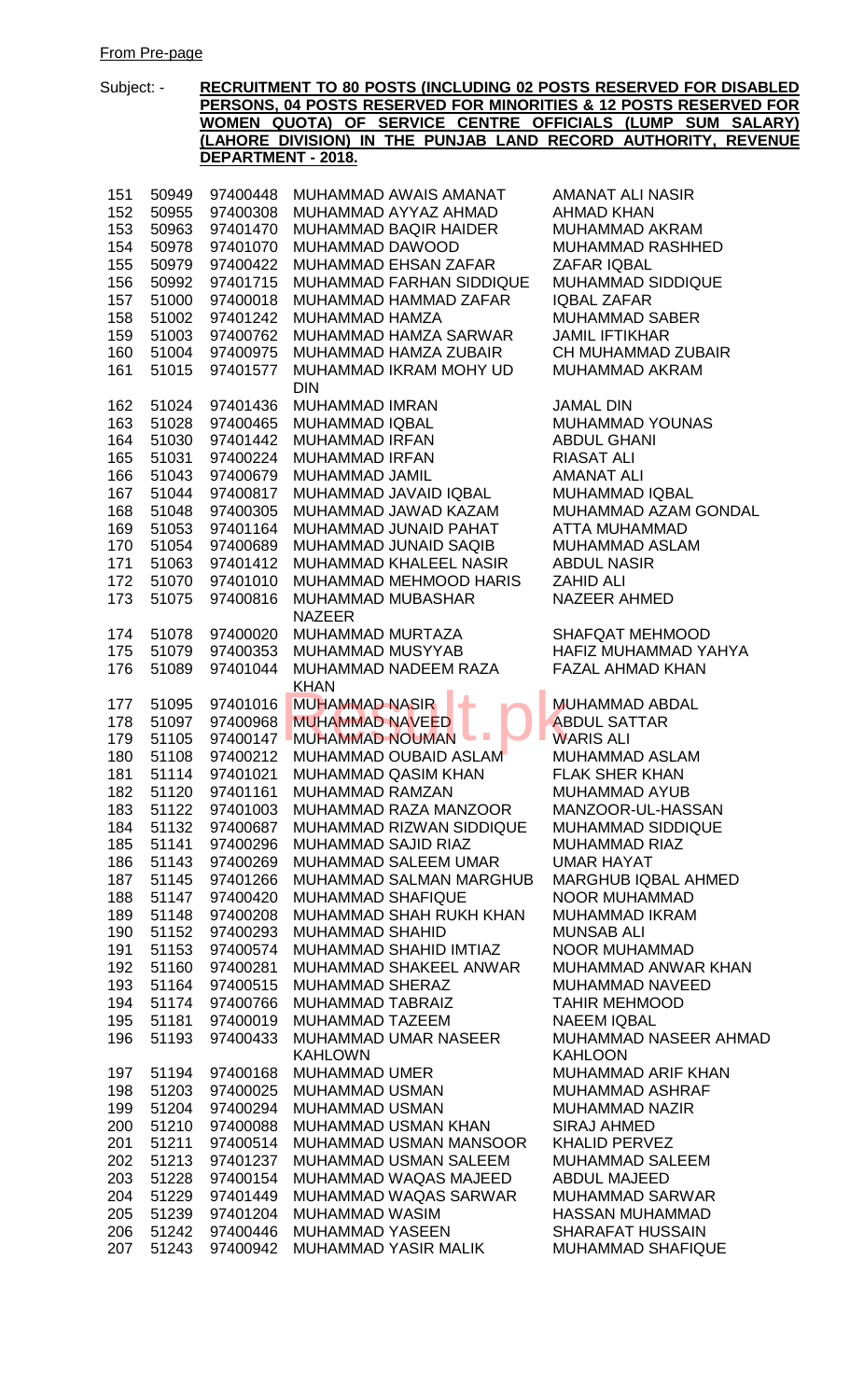From Pre-page

Subject: - **RECRUITMENT TO 80 POSTS (INCLUDING 02 POSTS RESERVED FOR DISABLED PERSONS, 04 POSTS RESERVED FOR MINORITIES & 12 POSTS RESERVED FOR WOMEN QUOTA) OF SERVICE CENTRE OFFICIALS (LUMP SUM SALARY) (LAHORE DIVISION) IN THE PUNJAB LAND RECORD AUTHORITY, REVENUE DEPARTMENT - 2018.**

| | | | | |
|---|---|---|---|---|
| 151 | 50949 | 97400448 | MUHAMMAD AWAIS AMANAT | AMANAT ALI NASIR |
| 152 | 50955 | 97400308 | MUHAMMAD AYYAZ AHMAD | AHMAD KHAN |
| 153 | 50963 | 97401470 | MUHAMMAD BAQIR HAIDER | MUHAMMAD AKRAM |
| 154 | 50978 | 97401070 | MUHAMMAD DAWOOD | MUHAMMAD RASHHED |
| 155 | 50979 | 97400422 | MUHAMMAD EHSAN ZAFAR | ZAFAR IQBAL |
| 156 | 50992 | 97401715 | MUHAMMAD FARHAN SIDDIQUE | MUHAMMAD SIDDIQUE |
| 157 | 51000 | 97400018 | MUHAMMAD HAMMAD ZAFAR | IQBAL ZAFAR |
| 158 | 51002 | 97401242 | MUHAMMAD HAMZA | MUHAMMAD SABER |
| 159 | 51003 | 97400762 | MUHAMMAD HAMZA SARWAR | JAMIL IFTIKHAR |
| 160 | 51004 | 97400975 | MUHAMMAD HAMZA ZUBAIR | CH MUHAMMAD ZUBAIR |
| 161 | 51015 | 97401577 | MUHAMMAD IKRAM MOHY UD DIN | MUHAMMAD AKRAM |
| 162 | 51024 | 97401436 | MUHAMMAD IMRAN | JAMAL DIN |
| 163 | 51028 | 97400465 | MUHAMMAD IQBAL | MUHAMMAD YOUNAS |
| 164 | 51030 | 97401442 | MUHAMMAD IRFAN | ABDUL GHANI |
| 165 | 51031 | 97400224 | MUHAMMAD IRFAN | RIASAT ALI |
| 166 | 51043 | 97400679 | MUHAMMAD JAMIL | AMANAT ALI |
| 167 | 51044 | 97400817 | MUHAMMAD JAVAID IQBAL | MUHAMMAD IQBAL |
| 168 | 51048 | 97400305 | MUHAMMAD JAWAD KAZAM | MUHAMMAD AZAM GONDAL |
| 169 | 51053 | 97401164 | MUHAMMAD JUNAID PAHAT | ATTA MUHAMMAD |
| 170 | 51054 | 97400689 | MUHAMMAD JUNAID SAQIB | MUHAMMAD ASLAM |
| 171 | 51063 | 97401412 | MUHAMMAD KHALEEL NASIR | ABDUL NASIR |
| 172 | 51070 | 97401010 | MUHAMMAD MEHMOOD HARIS | ZAHID ALI |
| 173 | 51075 | 97400816 | MUHAMMAD MUBASHAR NAZEER | NAZEER AHMED |
| 174 | 51078 | 97400020 | MUHAMMAD MURTAZA | SHAFQAT MEHMOOD |
| 175 | 51079 | 97400353 | MUHAMMAD MUSYYAB | HAFIZ MUHAMMAD YAHYA |
| 176 | 51089 | 97401044 | MUHAMMAD NADEEM RAZA KHAN | FAZAL AHMAD KHAN |
| 177 | 51095 | 97401016 | MUHAMMAD NASIR | MUHAMMAD ABDAL |
| 178 | 51097 | 97400968 | MUHAMMAD NAVEED | ABDUL SATTAR |
| 179 | 51105 | 97400147 | MUHAMMAD NOUMAN | WARIS ALI |
| 180 | 51108 | 97400212 | MUHAMMAD OUBAID ASLAM | MUHAMMAD ASLAM |
| 181 | 51114 | 97401021 | MUHAMMAD QASIM KHAN | FLAK SHER KHAN |
| 182 | 51120 | 97401161 | MUHAMMAD RAMZAN | MUHAMMAD AYUB |
| 183 | 51122 | 97401003 | MUHAMMAD RAZA MANZOOR | MANZOOR-UL-HASSAN |
| 184 | 51132 | 97400687 | MUHAMMAD RIZWAN SIDDIQUE | MUHAMMAD SIDDIQUE |
| 185 | 51141 | 97400296 | MUHAMMAD SAJID RIAZ | MUHAMMAD RIAZ |
| 186 | 51143 | 97400269 | MUHAMMAD SALEEM UMAR | UMAR HAYAT |
| 187 | 51145 | 97401266 | MUHAMMAD SALMAN MARGHUB | MARGHUB IQBAL AHMED |
| 188 | 51147 | 97400420 | MUHAMMAD SHAFIQUE | NOOR MUHAMMAD |
| 189 | 51148 | 97400208 | MUHAMMAD SHAH RUKH KHAN | MUHAMMAD IKRAM |
| 190 | 51152 | 97400293 | MUHAMMAD SHAHID | MUNSAB ALI |
| 191 | 51153 | 97400574 | MUHAMMAD SHAHID IMTIAZ | NOOR MUHAMMAD |
| 192 | 51160 | 97400281 | MUHAMMAD SHAKEEL ANWAR | MUHAMMAD ANWAR KHAN |
| 193 | 51164 | 97400515 | MUHAMMAD SHERAZ | MUHAMMAD NAVEED |
| 194 | 51174 | 97400766 | MUHAMMAD TABRAIZ | TAHIR MEHMOOD |
| 195 | 51181 | 97400019 | MUHAMMAD TAZEEM | NAEEM IQBAL |
| 196 | 51193 | 97400433 | MUHAMMAD UMAR NASEER KAHLOWN | MUHAMMAD NASEER AHMAD KAHLOON |
| 197 | 51194 | 97400168 | MUHAMMAD UMER | MUHAMMAD ARIF KHAN |
| 198 | 51203 | 97400025 | MUHAMMAD USMAN | MUHAMMAD ASHRAF |
| 199 | 51204 | 97400294 | MUHAMMAD USMAN | MUHAMMAD NAZIR |
| 200 | 51210 | 97400088 | MUHAMMAD USMAN KHAN | SIRAJ AHMED |
| 201 | 51211 | 97400514 | MUHAMMAD USMAN MANSOOR | KHALID PERVEZ |
| 202 | 51213 | 97401237 | MUHAMMAD USMAN SALEEM | MUHAMMAD SALEEM |
| 203 | 51228 | 97400154 | MUHAMMAD WAQAS MAJEED | ABDUL MAJEED |
| 204 | 51229 | 97401449 | MUHAMMAD WAQAS SARWAR | MUHAMMAD SARWAR |
| 205 | 51239 | 97401204 | MUHAMMAD WASIM | HASSAN MUHAMMAD |
| 206 | 51242 | 97400446 | MUHAMMAD YASEEN | SHARAFAT HUSSAIN |
| 207 | 51243 | 97400942 | MUHAMMAD YASIR MALIK | MUHAMMAD SHAFIQUE |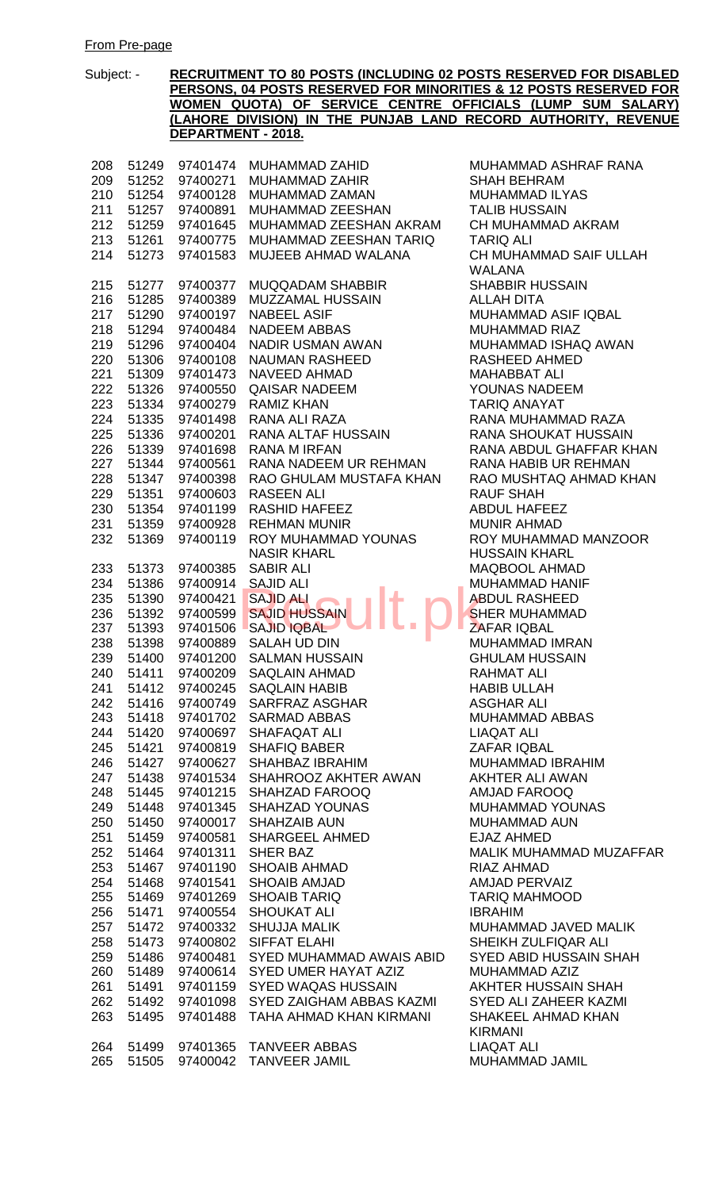From Pre-page

Subject: - **RECRUITMENT TO 80 POSTS (INCLUDING 02 POSTS RESERVED FOR DISABLED PERSONS, 04 POSTS RESERVED FOR MINORITIES & 12 POSTS RESERVED FOR WOMEN QUOTA) OF SERVICE CENTRE OFFICIALS (LUMP SUM SALARY) (LAHORE DIVISION) IN THE PUNJAB LAND RECORD AUTHORITY, REVENUE DEPARTMENT - 2018.**

| | | | | |
|---|---|---|---|---|
| 208 | 51249 | 97401474 | MUHAMMAD ZAHID | MUHAMMAD ASHRAF RANA |
| 209 | 51252 | 97400271 | MUHAMMAD ZAHIR | SHAH BEHRAM |
| 210 | 51254 | 97400128 | MUHAMMAD ZAMAN | MUHAMMAD ILYAS |
| 211 | 51257 | 97400891 | MUHAMMAD ZEESHAN | TALIB HUSSAIN |
| 212 | 51259 | 97401645 | MUHAMMAD ZEESHAN AKRAM | CH MUHAMMAD AKRAM |
| 213 | 51261 | 97400775 | MUHAMMAD ZEESHAN TARIQ | TARIQ ALI |
| 214 | 51273 | 97401583 | MUJEEB AHMAD WALANA | CH MUHAMMAD SAIF ULLAH WALANA |
| 215 | 51277 | 97400377 | MUQQADAM SHABBIR | SHABBIR HUSSAIN |
| 216 | 51285 | 97400389 | MUZZAMAL HUSSAIN | ALLAH DITA |
| 217 | 51290 | 97400197 | NABEEL ASIF | MUHAMMAD ASIF IQBAL |
| 218 | 51294 | 97400484 | NADEEM ABBAS | MUHAMMAD RIAZ |
| 219 | 51296 | 97400404 | NADIR USMAN AWAN | MUHAMMAD ISHAQ AWAN |
| 220 | 51306 | 97400108 | NAUMAN RASHEED | RASHEED AHMED |
| 221 | 51309 | 97401473 | NAVEED AHMAD | MAHABBAT ALI |
| 222 | 51326 | 97400550 | QAISAR NADEEM | YOUNAS NADEEM |
| 223 | 51334 | 97400279 | RAMIZ KHAN | TARIQ ANAYAT |
| 224 | 51335 | 97401498 | RANA ALI RAZA | RANA MUHAMMAD RAZA |
| 225 | 51336 | 97400201 | RANA ALTAF HUSSAIN | RANA SHOUKAT HUSSAIN |
| 226 | 51339 | 97401698 | RANA M IRFAN | RANA ABDUL GHAFFAR KHAN |
| 227 | 51344 | 97400561 | RANA NADEEM UR REHMAN | RANA HABIB UR REHMAN |
| 228 | 51347 | 97400398 | RAO GHULAM MUSTAFA KHAN | RAO MUSHTAQ AHMAD KHAN |
| 229 | 51351 | 97400603 | RASEEN ALI | RAUF SHAH |
| 230 | 51354 | 97401199 | RASHID HAFEEZ | ABDUL HAFEEZ |
| 231 | 51359 | 97400928 | REHMAN MUNIR | MUNIR AHMAD |
| 232 | 51369 | 97400119 | ROY MUHAMMAD YOUNAS NASIR KHARL | ROY MUHAMMAD MANZOOR HUSSAIN KHARL |
| 233 | 51373 | 97400385 | SABIR ALI | MAQBOOL AHMAD |
| 234 | 51386 | 97400914 | SAJID ALI | MUHAMMAD HANIF |
| 235 | 51390 | 97400421 | SAJID ALI | ABDUL RASHEED |
| 236 | 51392 | 97400599 | SAJID HUSSAIN | SHER MUHAMMAD |
| 237 | 51393 | 97401506 | SAJID IQBAL | ZAFAR IQBAL |
| 238 | 51398 | 97400889 | SALAH UD DIN | MUHAMMAD IMRAN |
| 239 | 51400 | 97401200 | SALMAN HUSSAIN | GHULAM HUSSAIN |
| 240 | 51411 | 97400209 | SAQLAIN AHMAD | RAHMAT ALI |
| 241 | 51412 | 97400245 | SAQLAIN HABIB | HABIB ULLAH |
| 242 | 51416 | 97400749 | SARFRAZ ASGHAR | ASGHAR ALI |
| 243 | 51418 | 97401702 | SARMAD ABBAS | MUHAMMAD ABBAS |
| 244 | 51420 | 97400697 | SHAFAQAT ALI | LIAQAT ALI |
| 245 | 51421 | 97400819 | SHAFIQ BABER | ZAFAR IQBAL |
| 246 | 51427 | 97400627 | SHAHBAZ IBRAHIM | MUHAMMAD IBRAHIM |
| 247 | 51438 | 97401534 | SHAHROOZ AKHTER AWAN | AKHTER ALI AWAN |
| 248 | 51445 | 97401215 | SHAHZAD FAROOQ | AMJAD FAROOQ |
| 249 | 51448 | 97401345 | SHAHZAD YOUNAS | MUHAMMAD YOUNAS |
| 250 | 51450 | 97400017 | SHAHZAIB AUN | MUHAMMAD AUN |
| 251 | 51459 | 97400581 | SHARGEEL AHMED | EJAZ AHMED |
| 252 | 51464 | 97401311 | SHER BAZ | MALIK MUHAMMAD MUZAFFAR |
| 253 | 51467 | 97401190 | SHOAIB AHMAD | RIAZ AHMAD |
| 254 | 51468 | 97401541 | SHOAIB AMJAD | AMJAD PERVAIZ |
| 255 | 51469 | 97401269 | SHOAIB TARIQ | TARIQ MAHMOOD |
| 256 | 51471 | 97400554 | SHOUKAT ALI | IBRAHIM |
| 257 | 51472 | 97400332 | SHUJJA MALIK | MUHAMMAD JAVED MALIK |
| 258 | 51473 | 97400802 | SIFFAT ELAHI | SHEIKH ZULFIQAR ALI |
| 259 | 51486 | 97400481 | SYED MUHAMMAD AWAIS ABID | SYED ABID HUSSAIN SHAH |
| 260 | 51489 | 97400614 | SYED UMER HAYAT AZIZ | MUHAMMAD AZIZ |
| 261 | 51491 | 97401159 | SYED WAQAS HUSSAIN | AKHTER HUSSAIN SHAH |
| 262 | 51492 | 97401098 | SYED ZAIGHAM ABBAS KAZMI | SYED ALI ZAHEER KAZMI |
| 263 | 51495 | 97401488 | TAHA AHMAD KHAN KIRMANI | SHAKEEL AHMAD KHAN KIRMANI |
| 264 | 51499 | 97401365 | TANVEER ABBAS | LIAQAT ALI |
| 265 | 51505 | 97400042 | TANVEER JAMIL | MUHAMMAD JAMIL |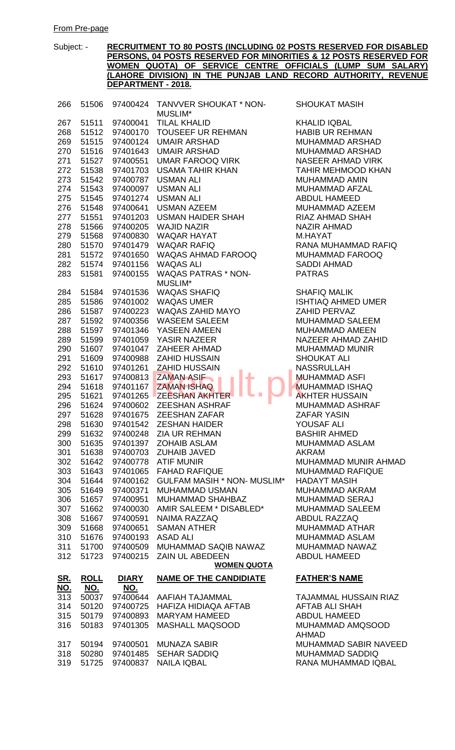From Pre-page

Subject: - **RECRUITMENT TO 80 POSTS (INCLUDING 02 POSTS RESERVED FOR DISABLED PERSONS, 04 POSTS RESERVED FOR MINORITIES & 12 POSTS RESERVED FOR WOMEN QUOTA) OF SERVICE CENTRE OFFICIALS (LUMP SUM SALARY) (LAHORE DIVISION) IN THE PUNJAB LAND RECORD AUTHORITY, REVENUE DEPARTMENT - 2018.**

| SR. NO. | ROLL NO. | DIARY NO. | NAME OF THE CANDIDIATE | FATHER'S NAME |
|---|---|---|---|---|
| 266 | 51506 | 97400424 | TANVVER SHOUKAT * NON-MUSLIM* | SHOUKAT MASIH |
| 267 | 51511 | 97400041 | TILAL KHALID | KHALID IQBAL |
| 268 | 51512 | 97400170 | TOUSEEF UR REHMAN | HABIB UR REHMAN |
| 269 | 51515 | 97400124 | UMAIR ARSHAD | MUHAMMAD ARSHAD |
| 270 | 51516 | 97401643 | UMAIR ARSHAD | MUHAMMAD ARSHAD |
| 271 | 51527 | 97400551 | UMAR FAROOQ VIRK | NASEER AHMAD VIRK |
| 272 | 51538 | 97401703 | USAMA TAHIR KHAN | TAHIR MEHMOOD KHAN |
| 273 | 51542 | 97400787 | USMAN ALI | MUHAMMAD AMIN |
| 274 | 51543 | 97400097 | USMAN ALI | MUHAMMAD AFZAL |
| 275 | 51545 | 97401274 | USMAN ALI | ABDUL HAMEED |
| 276 | 51548 | 97400641 | USMAN AZEEM | MUHAMMAD AZEEM |
| 277 | 51551 | 97401203 | USMAN HAIDER SHAH | RIAZ AHMAD SHAH |
| 278 | 51566 | 97400205 | WAJID NAZIR | NAZIR AHMAD |
| 279 | 51568 | 97400830 | WAQAR HAYAT | M.HAYAT |
| 280 | 51570 | 97401479 | WAQAR RAFIQ | RANA MUHAMMAD RAFIQ |
| 281 | 51572 | 97401650 | WAQAS AHMAD FAROOQ | MUHAMMAD FAROOQ |
| 282 | 51574 | 97401156 | WAQAS ALI | SADDI AHMAD |
| 283 | 51581 | 97400155 | WAQAS PATRAS * NON-MUSLIM* | PATRAS |
| 284 | 51584 | 97401536 | WAQAS SHAFIQ | SHAFIQ MALIK |
| 285 | 51586 | 97401002 | WAQAS UMER | ISHTIAQ AHMED UMER |
| 286 | 51587 | 97400223 | WAQAS ZAHID MAYO | ZAHID PERVAZ |
| 287 | 51592 | 97400356 | WASEEM SALEEM | MUHAMMAD SALEEM |
| 288 | 51597 | 97401346 | YASEEN AMEEN | MUHAMMAD AMEEN |
| 289 | 51599 | 97401059 | YASIR NAZEER | NAZEER AHMAD ZAHID |
| 290 | 51607 | 97401047 | ZAHEER AHMAD | MUHAMMAD MUNIR |
| 291 | 51609 | 97400988 | ZAHID HUSSAIN | SHOUKAT ALI |
| 292 | 51610 | 97401261 | ZAHID HUSSAIN | NASSRULLAH |
| 293 | 51617 | 97400813 | ZAMAN ASIF | MUHAMMAD ASFI |
| 294 | 51618 | 97401167 | ZAMAN ISHAQ | MUHAMMAD ISHAQ |
| 295 | 51621 | 97401265 | ZEESHAN AKHTER | AKHTER HUSSAIN |
| 296 | 51624 | 97400602 | ZEESHAN ASHRAF | MUHAMMAD ASHRAF |
| 297 | 51628 | 97401675 | ZEESHAN ZAFAR | ZAFAR YASIN |
| 298 | 51630 | 97401542 | ZESHAN HAIDER | YOUSAF ALI |
| 299 | 51632 | 97400248 | ZIA UR REHMAN | BASHIR AHMED |
| 300 | 51635 | 97401397 | ZOHAIB ASLAM | MUHAMMAD ASLAM |
| 301 | 51638 | 97400703 | ZUHAIB JAVED | AKRAM |
| 302 | 51642 | 97400778 | ATIF MUNIR | MUHAMMAD MUNIR AHMAD |
| 303 | 51643 | 97401065 | FAHAD RAFIQUE | MUHAMMAD RAFIQUE |
| 304 | 51644 | 97400162 | GULFAM MASIH * NON- MUSLIM* | HADAYT MASIH |
| 305 | 51649 | 97400371 | MUHAMMAD USMAN | MUHAMMAD AKRAM |
| 306 | 51657 | 97400951 | MUHAMMAD SHAHBAZ | MUHAMMAD SERAJ |
| 307 | 51662 | 97400030 | AMIR SALEEM * DISABLED* | MUHAMMAD SALEEM |
| 308 | 51667 | 97400591 | NAIMA RAZZAQ | ABDUL RAZZAQ |
| 309 | 51668 | 97400651 | SAMAN ATHER | MUHAMMAD ATHAR |
| 310 | 51676 | 97400193 | ASAD ALI | MUHAMMAD ASLAM |
| 311 | 51700 | 97400509 | MUHAMMAD SAQIB NAWAZ | MUHAMMAD NAWAZ |
| 312 | 51723 | 97400215 | ZAIN UL ABEDEEN | ABDUL HAMEED |

**WOMEN QUOTA**

| SR. NO. | ROLL NO. | DIARY NO. | NAME OF THE CANDIDIATE | FATHER'S NAME |
|---|---|---|---|---|
| 313 | 50037 | 97400644 | AAFIAH TAJAMMAL | TAJAMMAL HUSSAIN RIAZ |
| 314 | 50120 | 97400725 | HAFIZA HIDIAQA AFTAB | AFTAB ALI SHAH |
| 315 | 50179 | 97400893 | MARYAM HAMEED | ABDUL HAMEED |
| 316 | 50183 | 97401305 | MASHALL MAQSOOD | MUHAMMAD AMQSOOD AHMAD |
| 317 | 50194 | 97400501 | MUNAZA SABIR | MUHAMMAD SABIR NAVEED |
| 318 | 50280 | 97401485 | SEHAR SADDIQ | MUHAMMAD SADDIQ |
| 319 | 51725 | 97400837 | NAILA IQBAL | RANA MUHAMMAD IQBAL |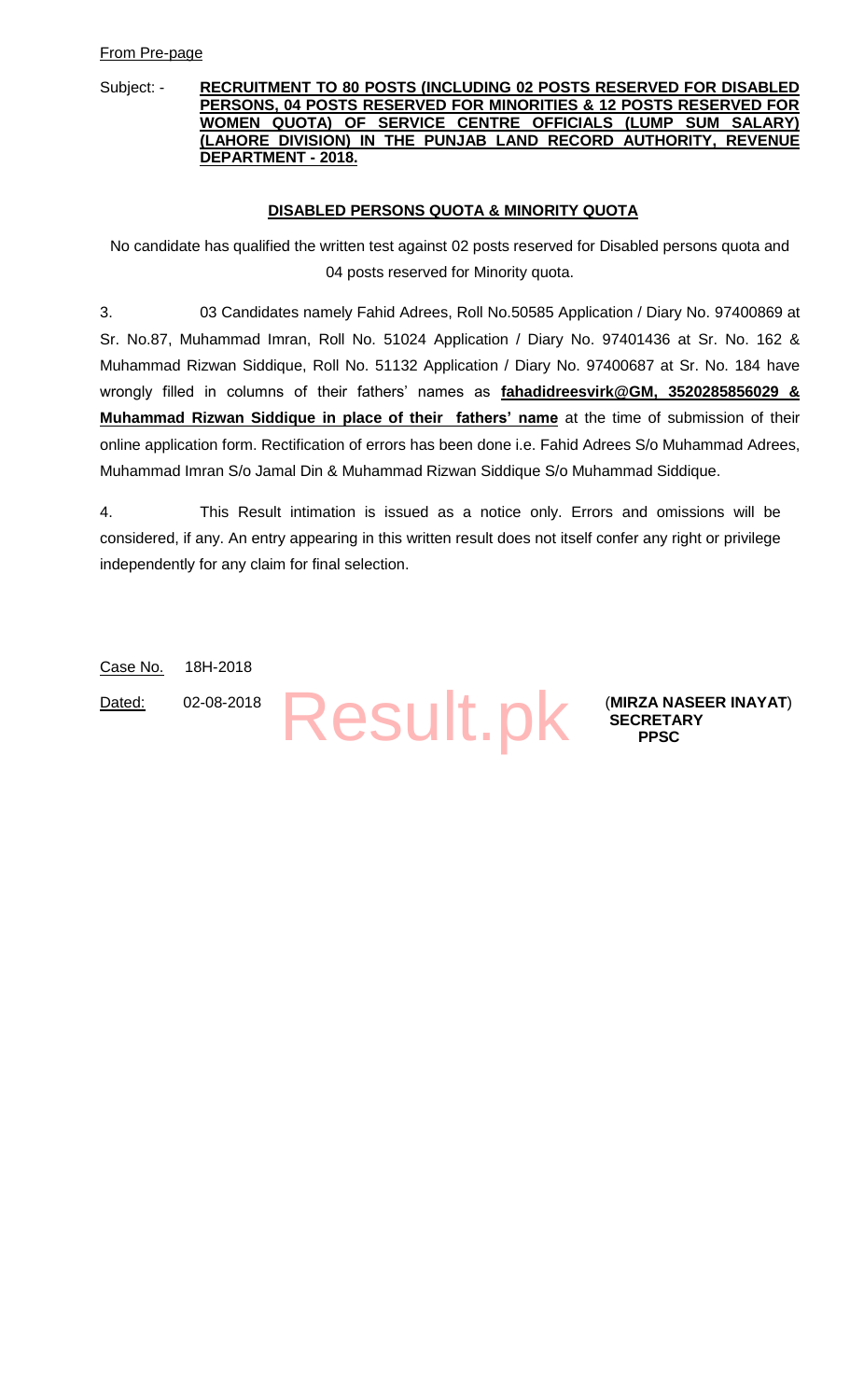From Pre-page

Subject: - **RECRUITMENT TO 80 POSTS (INCLUDING 02 POSTS RESERVED FOR DISABLED PERSONS, 04 POSTS RESERVED FOR MINORITIES & 12 POSTS RESERVED FOR WOMEN QUOTA) OF SERVICE CENTRE OFFICIALS (LUMP SUM SALARY) (LAHORE DIVISION) IN THE PUNJAB LAND RECORD AUTHORITY, REVENUE DEPARTMENT - 2018.**

## DISABLED PERSONS QUOTA & MINORITY QUOTA

No candidate has qualified the written test against 02 posts reserved for Disabled persons quota and 04 posts reserved for Minority quota.

3. 03 Candidates namely Fahid Adrees, Roll No.50585 Application / Diary No. 97400869 at Sr. No.87, Muhammad Imran, Roll No. 51024 Application / Diary No. 97401436 at Sr. No. 162 & Muhammad Rizwan Siddique, Roll No. 51132 Application / Diary No. 97400687 at Sr. No. 184 have wrongly filled in columns of their fathers' names as **fahadidreesvirk@GM, 3520285856029 & Muhammad Rizwan Siddique in place of their fathers' name** at the time of submission of their online application form. Rectification of errors has been done i.e. Fahid Adrees S/o Muhammad Adrees, Muhammad Imran S/o Jamal Din & Muhammad Rizwan Siddique S/o Muhammad Siddique.

4. This Result intimation is issued as a notice only. Errors and omissions will be considered, if any. An entry appearing in this written result does not itself confer any right or privilege independently for any claim for final selection.

Case No. 18H-2018

Dated: 02-08-2018

(**MIRZA NASEER INAYAT**)
**SECRETARY**
**PPSC**